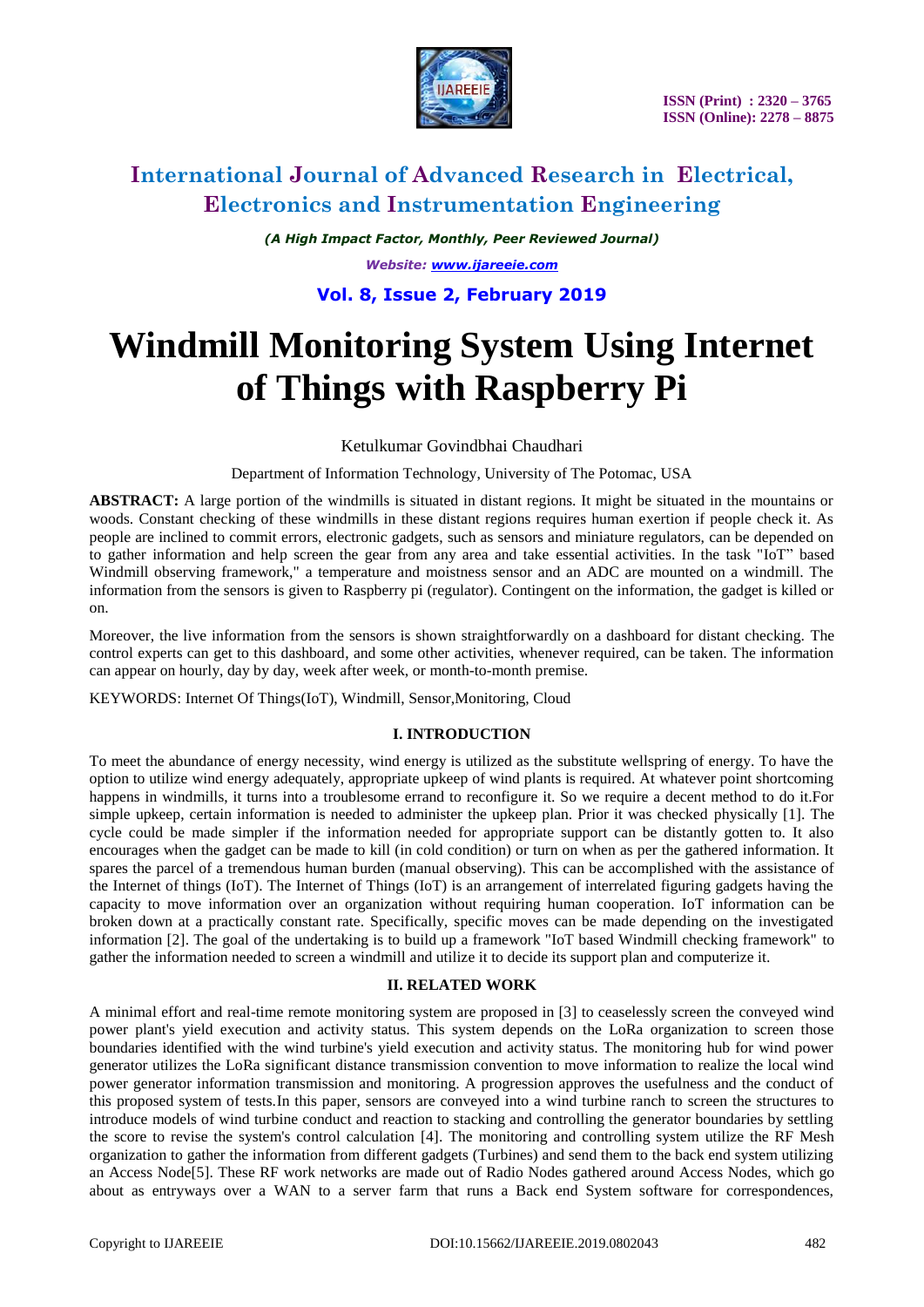# Windmill Monitoring System Using Internet of Things with Raspberry Pi

Ketulkumar Govindbhai Chaudhari

Department of Information Technology, University of The Potomac, USA

**ABSTRACT:** A large portion of the windmills is situated in distant regions. It might be situated in the mountains or woods. Constant checking of these windmills in these distant regions requires human exertion if people check it. As people are inclined to commit errors, electronic gadgets, such as sensors and miniature regulators, can be depended on to gather information and help screen the gear from any area and take essential activities. In the task "IoT" based Windmill observing framework," a temperature and moistness sensor and an ADC are mounted on a windmill. The information from the sensors is given to Raspberry pi (regulator). Contingent on the information, the gadget is killed or on.

Moreover, the live information from the sensors is shown straightforwardly on a dashboard for distant checking. The control experts can get to this dashboard, and some other activities, whenever required, can be taken. The information can appear on hourly, day by day, week after week, or month-to-month premise.

KEYWORDS: Internet Of Things(IoT), Windmill, Sensor,Monitoring, Cloud

## I. INTRODUCTION

To meet the abundance of energy necessity, wind energy is utilized as the substitute wellspring of energy. To have the option to utilize wind energy adequately, appropriate upkeep of wind plants is required. At whatever point shortcoming happens in windmills, it turns into a troublesome errand to reconfigure it. So we require a decent method to do it.For simple upkeep, certain information is needed to administer the upkeep plan. Prior it was checked physically [1]. The cycle could be made simpler if the information needed for appropriate support can be distantly gotten to. It also encourages when the gadget can be made to kill (in cold condition) or turn on when as per the gathered information. It spares the parcel of a tremendous human burden (manual observing). This can be accomplished with the assistance of the Internet of things (IoT). The Internet of Things (IoT) is an arrangement of interrelated figuring gadgets having the capacity to move information over an organization without requiring human cooperation. IoT information can be broken down at a practically constant rate. Specifically, specific moves can be made depending on the investigated information [2]. The goal of the undertaking is to build up a framework "IoT based Windmill checking framework" to gather the information needed to screen a windmill and utilize it to decide its support plan and computerize it.

## II. RELATED WORK

A minimal effort and real-time remote monitoring system are proposed in [3] to ceaselessly screen the conveyed wind power plant's yield execution and activity status. This system depends on the LoRa organization to screen those boundaries identified with the wind turbine's yield execution and activity status. The monitoring hub for wind power generator utilizes the LoRa significant distance transmission convention to move information to realize the local wind power generator information transmission and monitoring. A progression approves the usefulness and the conduct of this proposed system of tests.In this paper, sensors are conveyed into a wind turbine ranch to screen the structures to introduce models of wind turbine conduct and reaction to stacking and controlling the generator boundaries by settling the score to revise the system's control calculation [4]. The monitoring and controlling system utilize the RF Mesh organization to gather the information from different gadgets (Turbines) and send them to the back end system utilizing an Access Node[5]. These RF work networks are made out of Radio Nodes gathered around Access Nodes, which go about as entryways over a WAN to a server farm that runs a Back end System software for correspondences,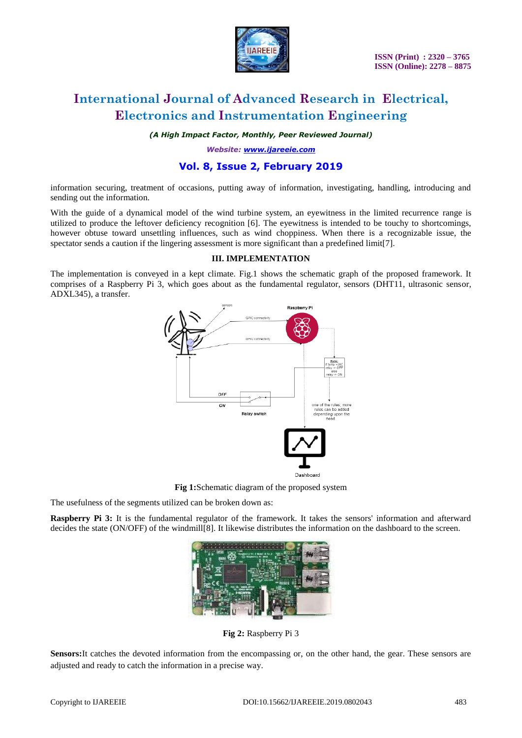information securing, treatment of occasions, putting away of information, investigating, handling, introducing and sending out the information.

With the guide of a dynamical model of the wind turbine system, an eyewitness in the limited recurrence range is utilized to produce the leftover deficiency recognition [6]. The eyewitness is intended to be touchy to shortcomings, however obtuse toward unsettling influences, such as wind choppiness. When there is a recognizable issue, the spectator sends a caution if the lingering assessment is more significant than a predefined limit[7].

### III. IMPLEMENTATION

The implementation is conveyed in a kept climate. Fig.1 shows the schematic graph of the proposed framework. It comprises of a Raspberry Pi 3, which goes about as the fundamental regulator, sensors (DHT11, ultrasonic sensor, ADXL345), a transfer.

**Fig 1:**Schematic diagram of the proposed system

The usefulness of the segments utilized can be broken down as:

**Raspberry Pi 3:** It is the fundamental regulator of the framework. It takes the sensors' information and afterward decides the state (ON/OFF) of the windmill[8]. It likewise distributes the information on the dashboard to the screen.

**Fig 2:** Raspberry Pi 3

**Sensors:**It catches the devoted information from the encompassing or, on the other hand, the gear. These sensors are adjusted and ready to catch the information in a precise way.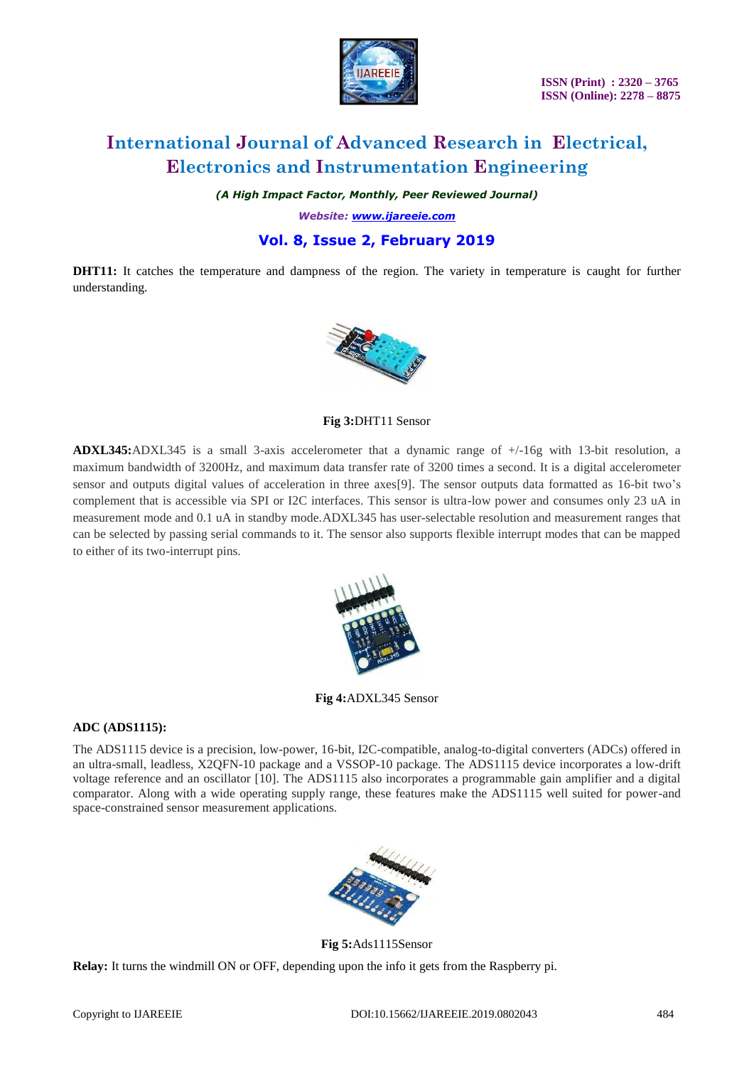**DHT11:** It catches the temperature and dampness of the region. The variety in temperature is caught for further understanding.

**Fig 3:**DHT11 Sensor

**ADXL345:**ADXL345 is a small 3-axis accelerometer that a dynamic range of +/-16g with 13-bit resolution, a maximum bandwidth of 3200Hz, and maximum data transfer rate of 3200 times a second. It is a digital accelerometer sensor and outputs digital values of acceleration in three axes[9]. The sensor outputs data formatted as 16-bit two's complement that is accessible via SPI or I2C interfaces. This sensor is ultra-low power and consumes only 23 uA in measurement mode and 0.1 uA in standby mode.ADXL345 has user-selectable resolution and measurement ranges that can be selected by passing serial commands to it. The sensor also supports flexible interrupt modes that can be mapped to either of its two-interrupt pins.

**Fig 4:**ADXL345 Sensor

**ADC (ADS1115):**

The ADS1115 device is a precision, low-power, 16-bit, I2C-compatible, analog-to-digital converters (ADCs) offered in an ultra-small, leadless, X2QFN-10 package and a VSSOP-10 package. The ADS1115 device incorporates a low-drift voltage reference and an oscillator [10]. The ADS1115 also incorporates a programmable gain amplifier and a digital comparator. Along with a wide operating supply range, these features make the ADS1115 well suited for power-and space-constrained sensor measurement applications.

**Fig 5:**Ads1115Sensor

**Relay:** It turns the windmill ON or OFF, depending upon the info it gets from the Raspberry pi.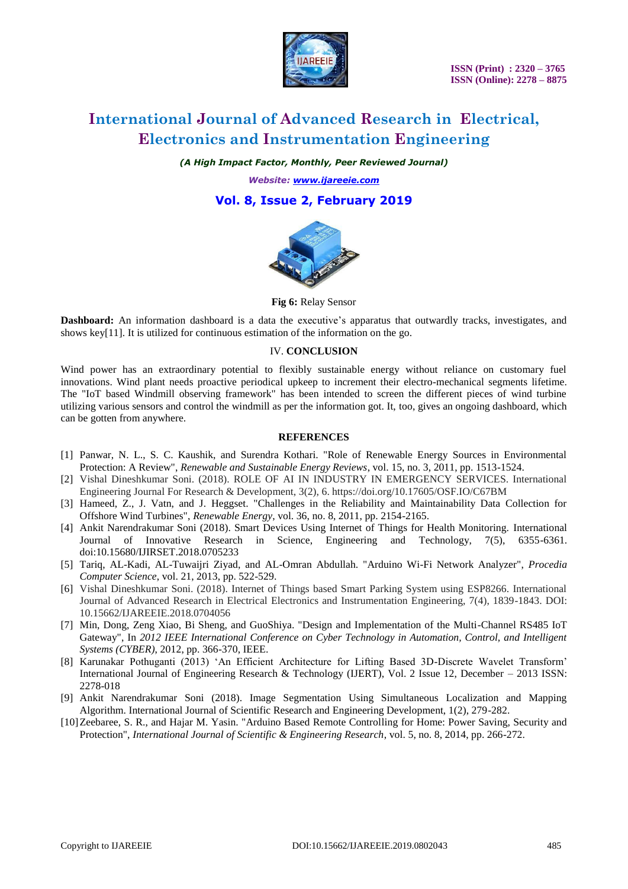Fig 6: Relay Sensor

**Dashboard:** An information dashboard is a data the executive's apparatus that outwardly tracks, investigates, and shows key[11]. It is utilized for continuous estimation of the information on the go.

## IV. CONCLUSION

Wind power has an extraordinary potential to flexibly sustainable energy without reliance on customary fuel innovations. Wind plant needs proactive periodical upkeep to increment their electro-mechanical segments lifetime. The "IoT based Windmill observing framework" has been intended to screen the different pieces of wind turbine utilizing various sensors and control the windmill as per the information got. It, too, gives an ongoing dashboard, which can be gotten from anywhere.

## REFERENCES

[1] Panwar, N. L., S. C. Kaushik, and Surendra Kothari. "Role of Renewable Energy Sources in Environmental Protection: A Review", *Renewable and Sustainable Energy Reviews*, vol. 15, no. 3, 2011, pp. 1513-1524.

[2] Vishal Dineshkumar Soni. (2018). ROLE OF AI IN INDUSTRY IN EMERGENCY SERVICES. International Engineering Journal For Research & Development, 3(2), 6. https://doi.org/10.17605/OSF.IO/C67BM

[3] Hameed, Z., J. Vatn, and J. Heggset. "Challenges in the Reliability and Maintainability Data Collection for Offshore Wind Turbines", *Renewable Energy*, vol. 36, no. 8, 2011, pp. 2154-2165.

[4] Ankit Narendrakumar Soni (2018). Smart Devices Using Internet of Things for Health Monitoring. International Journal of Innovative Research in Science, Engineering and Technology, 7(5), 6355-6361. doi:10.15680/IJIRSET.2018.0705233

[5] Tariq, AL-Kadi, AL-Tuwaijri Ziyad, and AL-Omran Abdullah. "Arduino Wi-Fi Network Analyzer", *Procedia Computer Science*, vol. 21, 2013, pp. 522-529.

[6] Vishal Dineshkumar Soni. (2018). Internet of Things based Smart Parking System using ESP8266. International Journal of Advanced Research in Electrical Electronics and Instrumentation Engineering, 7(4), 1839-1843. DOI: 10.15662/IJAREEIE.2018.0704056

[7] Min, Dong, Zeng Xiao, Bi Sheng, and GuoShiya. "Design and Implementation of the Multi-Channel RS485 IoT Gateway", In *2012 IEEE International Conference on Cyber Technology in Automation, Control, and Intelligent Systems (CYBER)*, 2012, pp. 366-370, IEEE.

[8] Karunakar Pothuganti (2013) 'An Efficient Architecture for Lifting Based 3D-Discrete Wavelet Transform' International Journal of Engineering Research & Technology (IJERT), Vol. 2 Issue 12, December – 2013 ISSN: 2278-018

[9] Ankit Narendrakumar Soni (2018). Image Segmentation Using Simultaneous Localization and Mapping Algorithm. International Journal of Scientific Research and Engineering Development, 1(2), 279-282.

[10] Zeebaree, S. R., and Hajar M. Yasin. "Arduino Based Remote Controlling for Home: Power Saving, Security and Protection", *International Journal of Scientific & Engineering Research*, vol. 5, no. 8, 2014, pp. 266-272.